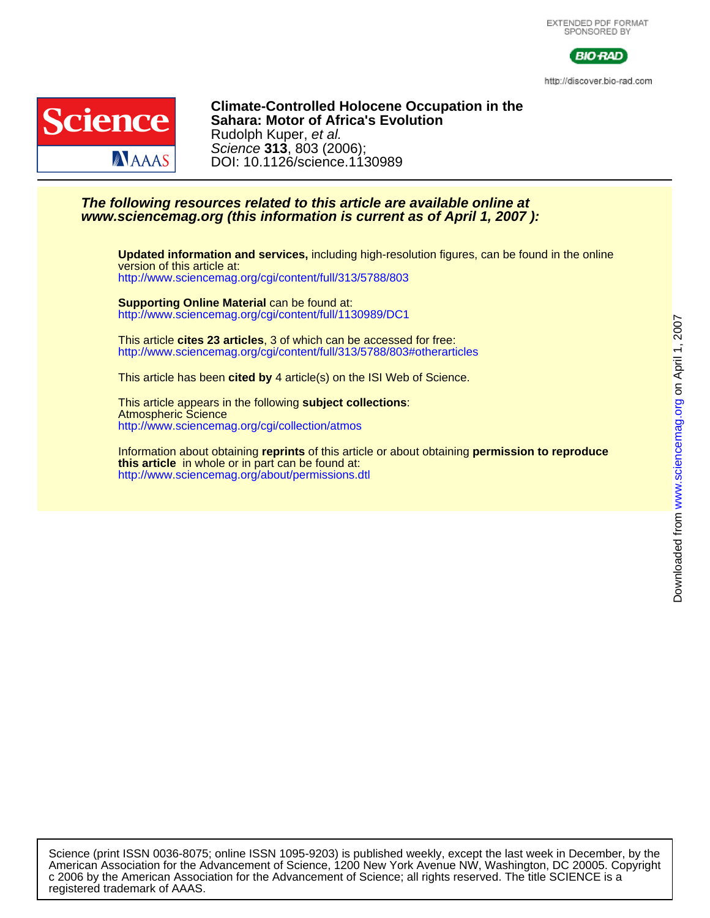EXTENDED PDF FORMAT
SPONSORED BY

BIO-RAD

http://discover.bio-rad.com

# Climate-Controlled Holocene Occupation in the Sahara: Motor of Africa's Evolution

Rudolph Kuper, *et al.*
*Science* **313**, 803 (2006);
DOI: 10.1126/science.1130989

***The following resources related to this article are available online at www.sciencemag.org (this information is current as of April 1, 2007 ):***

**Updated information and services,** including high-resolution figures, can be found in the online version of this article at:
http://www.sciencemag.org/cgi/content/full/313/5788/803

**Supporting Online Material** can be found at:
http://www.sciencemag.org/cgi/content/full/1130989/DC1

This article **cites 23 articles**, 3 of which can be accessed for free:
http://www.sciencemag.org/cgi/content/full/313/5788/803#otherarticles

This article has been **cited by** 4 article(s) on the ISI Web of Science.

This article appears in the following **subject collections**:
Atmospheric Science
http://www.sciencemag.org/cgi/collection/atmos

Information about obtaining **reprints** of this article or about obtaining **permission to reproduce this article** in whole or in part can be found at:
http://www.sciencemag.org/about/permissions.dtl

Downloaded from www.sciencemag.org on April 1, 2007

Science (print ISSN 0036-8075; online ISSN 1095-9203) is published weekly, except the last week in December, by the American Association for the Advancement of Science, 1200 New York Avenue NW, Washington, DC 20005. Copyright c 2006 by the American Association for the Advancement of Science; all rights reserved. The title SCIENCE is a registered trademark of AAAS.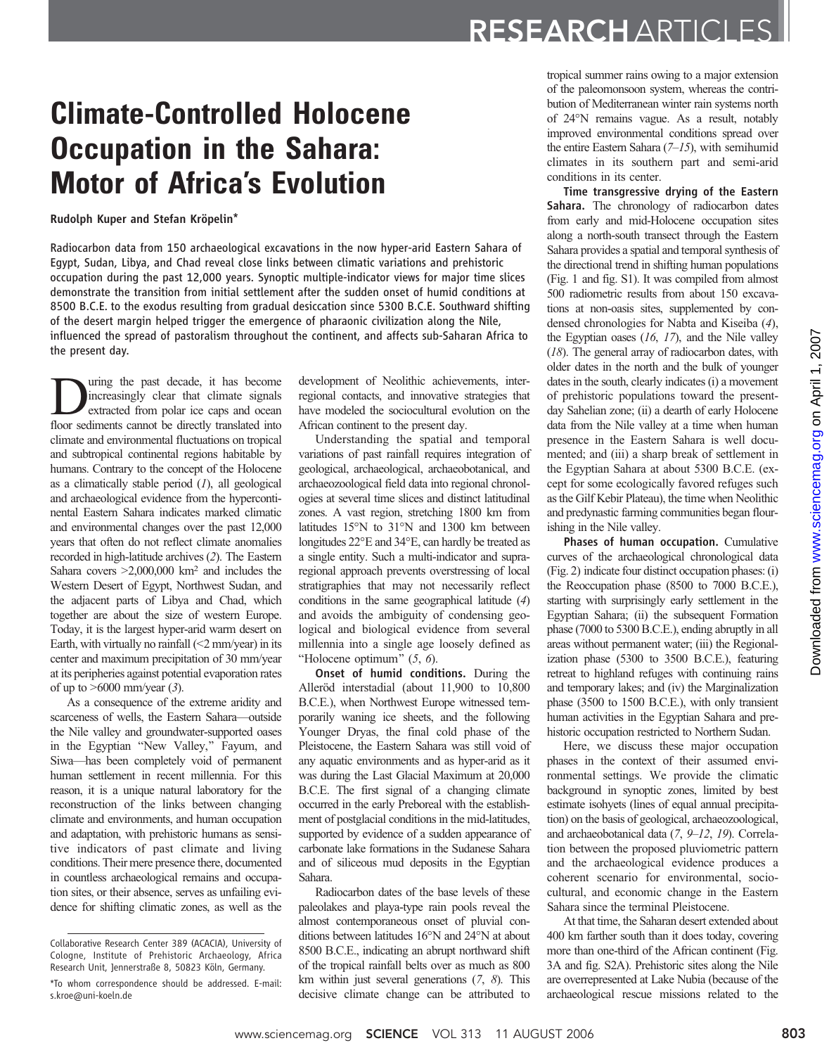# Climate-Controlled Holocene Occupation in the Sahara: Motor of Africa's Evolution

Rudolph Kuper and Stefan Kröpelin*

Radiocarbon data from 150 archaeological excavations in the now hyper-arid Eastern Sahara of Egypt, Sudan, Libya, and Chad reveal close links between climatic variations and prehistoric occupation during the past 12,000 years. Synoptic multiple-indicator views for major time slices demonstrate the transition from initial settlement after the sudden onset of humid conditions at 8500 B.C.E. to the exodus resulting from gradual desiccation since 5300 B.C.E. Southward shifting of the desert margin helped trigger the emergence of pharaonic civilization along the Nile, influenced the spread of pastoralism throughout the continent, and affects sub-Saharan Africa to the present day.

During the past decade, it has become increasingly clear that climate signals extracted from polar ice caps and ocean floor sediments cannot be directly translated into climate and environmental fluctuations on tropical and subtropical continental regions habitable by humans. Contrary to the concept of the Holocene as a climatically stable period (*1*), all geological and archaeological evidence from the hypercontinental Eastern Sahara indicates marked climatic and environmental changes over the past 12,000 years that often do not reflect climate anomalies recorded in high-latitude archives (*2*). The Eastern Sahara covers >2,000,000 km$^2$ and includes the Western Desert of Egypt, Northwest Sudan, and the adjacent parts of Libya and Chad, which together are about the size of western Europe. Today, it is the largest hyper-arid warm desert on Earth, with virtually no rainfall (<2 mm/year) in its center and maximum precipitation of 30 mm/year at its peripheries against potential evaporation rates of up to >6000 mm/year (*3*).

As a consequence of the extreme aridity and scarceness of wells, the Eastern Sahara—outside the Nile valley and groundwater-supported oases in the Egyptian "New Valley," Fayum, and Siwa—has been completely void of permanent human settlement in recent millennia. For this reason, it is a unique natural laboratory for the reconstruction of the links between changing climate and environments, and human occupation and adaptation, with prehistoric humans as sensitive indicators of past climate and living conditions. Their mere presence there, documented in countless archaeological remains and occupation sites, or their absence, serves as unfailing evidence for shifting climatic zones, as well as the development of Neolithic achievements, interregional contacts, and innovative strategies that have modeled the sociocultural evolution on the African continent to the present day.

Understanding the spatial and temporal variations of past rainfall requires integration of geological, archaeological, archaeobotanical, and archaeozoological field data into regional chronologies at several time slices and distinct latitudinal zones. A vast region, stretching 1800 km from latitudes 15°N to 31°N and 1300 km between longitudes 22°E and 34°E, can hardly be treated as a single entity. Such a multi-indicator and supra-regional approach prevents overstressing of local stratigraphies that may not necessarily reflect conditions in the same geographical latitude (*4*) and avoids the ambiguity of condensing geological and biological evidence from several millennia into a single age loosely defined as "Holocene optimum" (*5*, *6*).

**Onset of humid conditions.** During the Alleröd interstadial (about 11,900 to 10,800 B.C.E.), when Northwest Europe witnessed temporarily waning ice sheets, and the following Younger Dryas, the final cold phase of the Pleistocene, the Eastern Sahara was still void of any aquatic environments and as hyper-arid as it was during the Last Glacial Maximum at 20,000 B.C.E. The first signal of a changing climate occurred in the early Preboreal with the establishment of postglacial conditions in the mid-latitudes, supported by evidence of a sudden appearance of carbonate lake formations in the Sudanese Sahara and of siliceous mud deposits in the Egyptian Sahara.

Radiocarbon dates of the base levels of these paleolakes and playa-type rain pools reveal the almost contemporaneous onset of pluvial conditions between latitudes 16°N and 24°N at about 8500 B.C.E., indicating an abrupt northward shift of the tropical rainfall belts over as much as 800 km within just several generations (*7*, *8*). This decisive climate change can be attributed to tropical summer rains owing to a major extension of the paleomonsoon system, whereas the contribution of Mediterranean winter rain systems north of 24°N remains vague. As a result, notably improved environmental conditions spread over the entire Eastern Sahara (*7*–*15*), with semihumid climates in its southern part and semi-arid conditions in its center.

**Time transgressive drying of the Eastern Sahara.** The chronology of radiocarbon dates from early and mid-Holocene occupation sites along a north-south transect through the Eastern Sahara provides a spatial and temporal synthesis of the directional trend in shifting human populations (Fig. 1 and fig. S1). It was compiled from almost 500 radiometric results from about 150 excavations at non-oasis sites, supplemented by condensed chronologies for Nabta and Kiseiba (*4*), the Egyptian oases (*16*, *17*), and the Nile valley (*18*). The general array of radiocarbon dates, with older dates in the north and the bulk of younger dates in the south, clearly indicates (i) a movement of prehistoric populations toward the present-day Sahelian zone; (ii) a dearth of early Holocene data from the Nile valley at a time when human presence in the Eastern Sahara is well documented; and (iii) a sharp break of settlement in the Egyptian Sahara at about 5300 B.C.E. (except for some ecologically favored refuges such as the Gilf Kebir Plateau), the time when Neolithic and predynastic farming communities began flourishing in the Nile valley.

**Phases of human occupation.** Cumulative curves of the archaeological chronological data (Fig. 2) indicate four distinct occupation phases: (i) the Reoccupation phase (8500 to 7000 B.C.E.), starting with surprisingly early settlement in the Egyptian Sahara; (ii) the subsequent Formation phase (7000 to 5300 B.C.E.), ending abruptly in all areas without permanent water; (iii) the Regionalization phase (5300 to 3500 B.C.E.), featuring retreat to highland refuges with continuing rains and temporary lakes; and (iv) the Marginalization phase (3500 to 1500 B.C.E.), with only transient human activities in the Egyptian Sahara and prehistoric occupation restricted to Northern Sudan.

Here, we discuss these major occupation phases in the context of their assumed environmental settings. We provide the climatic background in synoptic zones, limited by best estimate isohyets (lines of equal annual precipitation) on the basis of geological, archaeozoological, and archaeobotanical data (*7*, *9*–*12*, *19*). Correlation between the proposed pluviometric pattern and the archaeological evidence produces a coherent scenario for environmental, sociocultural, and economic change in the Eastern Sahara since the terminal Pleistocene.

At that time, the Saharan desert extended about 400 km farther south than it does today, covering more than one-third of the African continent (Fig. 3A and fig. S2A). Prehistoric sites along the Nile are overrepresented at Lake Nubia (because of the archaeological rescue missions related to the

---

Collaborative Research Center 389 (ACACIA), University of Cologne, Institute of Prehistoric Archaeology, Africa Research Unit, Jennerstraße 8, 50823 Köln, Germany.

*To whom correspondence should be addressed. E-mail: s.kroe@uni-koeln.de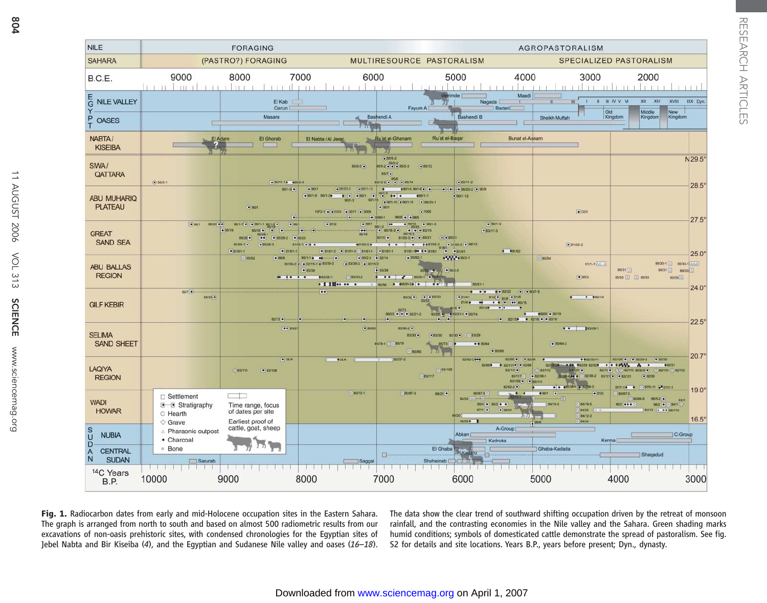**Fig. 1.** Radiocarbon dates from early and mid-Holocene occupation sites in the Eastern Sahara. The graph is arranged from north to south and based on almost 500 radiometric results from our excavations of non-oasis prehistoric sites, with condensed chronologies for the Egyptian sites of Jebel Nabta and Bir Kiseiba (*4*), and the Egyptian and Sudanese Nile valley and oases (*16–18*). The data show the clear trend of southward shifting occupation driven by the retreat of monsoon rainfall, and the contrasting economies in the Nile valley and the Sahara. Green shading marks humid conditions; symbols of domesticated cattle demonstrate the spread of pastoralism. See fig. S2 for details and site locations. Years B.P., years before present; Dyn., dynasty.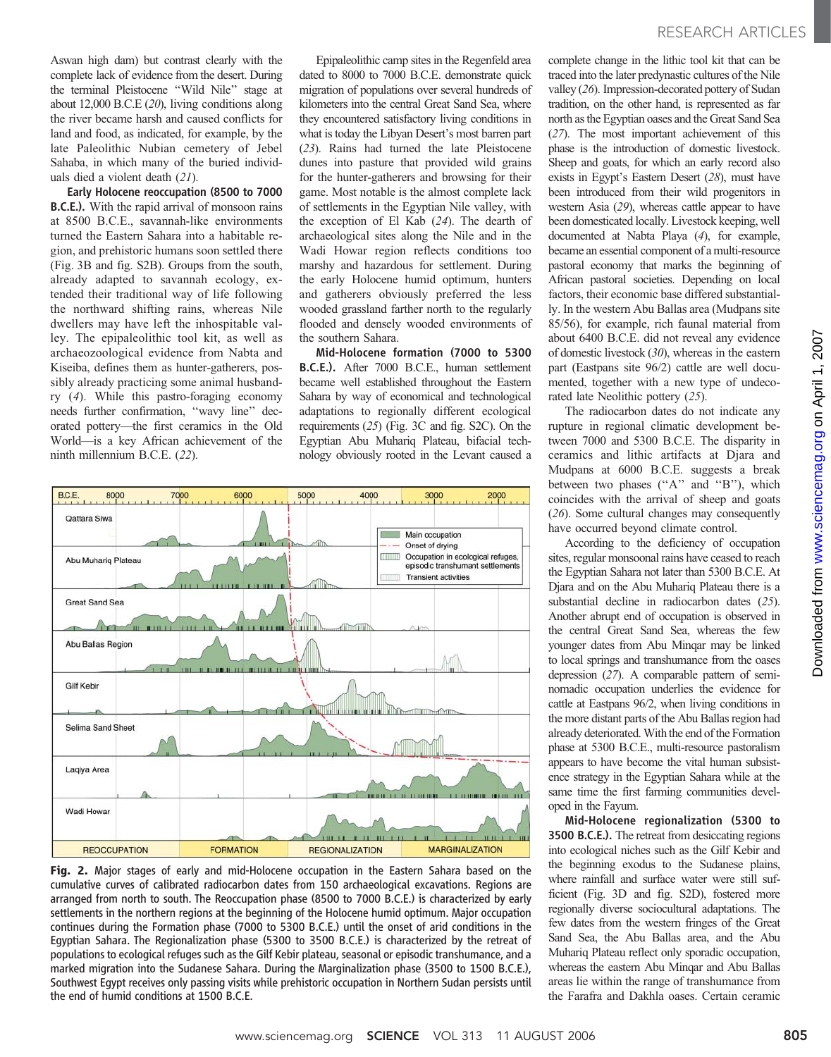Aswan high dam) but contrast clearly with the complete lack of evidence from the desert. During the terminal Pleistocene "Wild Nile" stage at about 12,000 B.C.E (*20*), living conditions along the river became harsh and caused conflicts for land and food, as indicated, for example, by the late Paleolithic Nubian cemetery of Jebel Sahaba, in which many of the buried individuals died a violent death (*21*).

**Early Holocene reoccupation (8500 to 7000 B.C.E.).** With the rapid arrival of monsoon rains at 8500 B.C.E., savannah-like environments turned the Eastern Sahara into a habitable region, and prehistoric humans soon settled there (Fig. 3B and fig. S2B). Groups from the south, already adapted to savannah ecology, extended their traditional way of life following the northward shifting rains, whereas Nile dwellers may have left the inhospitable valley. The epipaleolithic tool kit, as well as archaeozoological evidence from Nabta and Kiseiba, defines them as hunter-gatherers, possibly already practicing some animal husbandry (*4*). While this pastro-foraging economy needs further confirmation, "wavy line" decorated pottery—the first ceramics in the Old World—is a key African achievement of the ninth millennium B.C.E. (*22*).

Epipaleolithic camp sites in the Regenfeld area dated to 8000 to 7000 B.C.E. demonstrate quick migration of populations over several hundreds of kilometers into the central Great Sand Sea, where they encountered satisfactory living conditions in what is today the Libyan Desert's most barren part (*23*). Rains had turned the late Pleistocene dunes into pasture that provided wild grains for the hunter-gatherers and browsing for their game. Most notable is the almost complete lack of settlements in the Egyptian Nile valley, with the exception of El Kab (*24*). The dearth of archaeological sites along the Nile and in the Wadi Howar region reflects conditions too marshy and hazardous for settlement. During the early Holocene humid optimum, hunters and gatherers obviously preferred the less wooded grassland farther north to the regularly flooded and densely wooded environments of the southern Sahara.

**Mid-Holocene formation (7000 to 5300 B.C.E.).** After 7000 B.C.E., human settlement became well established throughout the Eastern Sahara by way of economical and technological adaptations to regionally different ecological requirements (*25*) (Fig. 3C and fig. S2C). On the Egyptian Abu Muhariq Plateau, bifacial technology obviously rooted in the Levant caused a complete change in the lithic tool kit that can be traced into the later predynastic cultures of the Nile valley (*26*). Impression-decorated pottery of Sudan tradition, on the other hand, is represented as far north as the Egyptian oases and the Great Sand Sea (*27*). The most important achievement of this phase is the introduction of domestic livestock. Sheep and goats, for which an early record also exists in Egypt's Eastern Desert (*28*), must have been introduced from their wild progenitors in western Asia (*29*), whereas cattle appear to have been domesticated locally. Livestock keeping, well documented at Nabta Playa (*4*), for example, became an essential component of a multi-resource pastoral economy that marks the beginning of African pastoral societies. Depending on local factors, their economic base differed substantially. In the western Abu Ballas area (Mudpans site 85/56), for example, rich faunal material from about 6400 B.C.E. did not reveal any evidence of domestic livestock (*30*), whereas in the eastern part (Eastpans site 96/2) cattle are well documented, together with a new type of undecorated late Neolithic pottery (*25*).

The radiocarbon dates do not indicate any rupture in regional climatic development between 7000 and 5300 B.C.E. The disparity in ceramics and lithic artifacts at Djara and Mudpans at 6000 B.C.E. suggests a break between two phases ("A" and "B"), which coincides with the arrival of sheep and goats (*26*). Some cultural changes may consequently have occurred beyond climate control.

According to the deficiency of occupation sites, regular monsoonal rains have ceased to reach the Egyptian Sahara not later than 5300 B.C.E. At Djara and on the Abu Muhariq Plateau there is a substantial decline in radiocarbon dates (*25*). Another abrupt end of occupation is observed in the central Great Sand Sea, whereas the few younger dates from Abu Minqar may be linked to local springs and transhumance from the oases depression (*27*). A comparable pattern of semi-nomadic occupation underlies the evidence for cattle at Eastpans 96/2, when living conditions in the more distant parts of the Abu Ballas region had already deteriorated. With the end of the Formation phase at 5300 B.C.E., multi-resource pastoralism appears to have become the vital human subsistence strategy in the Egyptian Sahara while at the same time the first farming communities developed in the Fayum.

**Mid-Holocene regionalization (5300 to 3500 B.C.E.).** The retreat from desiccating regions into ecological niches such as the Gilf Kebir and the beginning exodus to the Sudanese plains, where rainfall and surface water were still sufficient (Fig. 3D and fig. S2D), fostered more regionally diverse sociocultural adaptations. The few dates from the western fringes of the Great Sand Sea, the Abu Ballas area, and the Abu Muhariq Plateau reflect only sporadic occupation, whereas the eastern Abu Minqar and Abu Ballas areas lie within the range of transhumance from the Farafra and Dakhla oases. Certain ceramic

**Fig. 2.** Major stages of early and mid-Holocene occupation in the Eastern Sahara based on the cumulative curves of calibrated radiocarbon dates from 150 archaeological excavations. Regions are arranged from north to south. The Reoccupation phase (8500 to 7000 B.C.E.) is characterized by early settlements in the northern regions at the beginning of the Holocene humid optimum. Major occupation continues during the Formation phase (7000 to 5300 B.C.E.) until the onset of arid conditions in the Egyptian Sahara. The Regionalization phase (5300 to 3500 B.C.E.) is characterized by the retreat of populations to ecological refuges such as the Gilf Kebir plateau, seasonal or episodic transhumance, and a marked migration into the Sudanese Sahara. During the Marginalization phase (3500 to 1500 B.C.E.), Southwest Egypt receives only passing visits while prehistoric occupation in Northern Sudan persists until the end of humid conditions at 1500 B.C.E.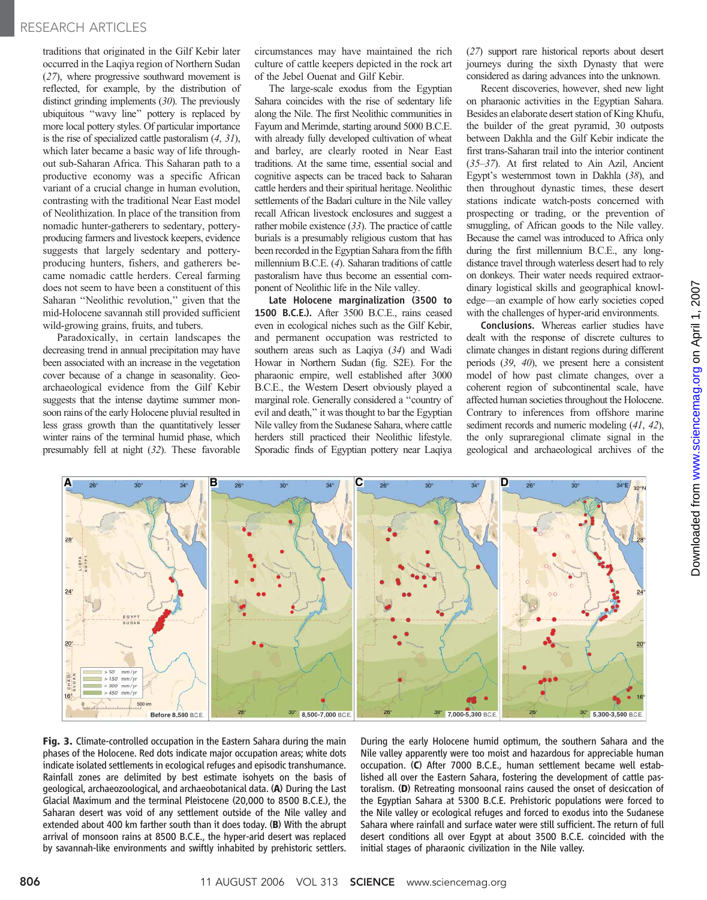traditions that originated in the Gilf Kebir later occurred in the Laqiya region of Northern Sudan (27), where progressive southward movement is reflected, for example, by the distribution of distinct grinding implements (30). The previously ubiquitous "wavy line" pottery is replaced by more local pottery styles. Of particular importance is the rise of specialized cattle pastoralism (4, 31), which later became a basic way of life throughout sub-Saharan Africa. This Saharan path to a productive economy was a specific African variant of a crucial change in human evolution, contrasting with the traditional Near East model of Neolithization. In place of the transition from nomadic hunter-gatherers to sedentary, pottery-producing farmers and livestock keepers, evidence suggests that largely sedentary and pottery-producing hunters, fishers, and gatherers became nomadic cattle herders. Cereal farming does not seem to have been a constituent of this Saharan "Neolithic revolution," given that the mid-Holocene savannah still provided sufficient wild-growing grains, fruits, and tubers.

Paradoxically, in certain landscapes the decreasing trend in annual precipitation may have been associated with an increase in the vegetation cover because of a change in seasonality. Geoarchaeological evidence from the Gilf Kebir suggests that the intense daytime summer monsoon rains of the early Holocene pluvial resulted in less grass growth than the quantitatively lesser winter rains of the terminal humid phase, which presumably fell at night (32). These favorable circumstances may have maintained the rich culture of cattle keepers depicted in the rock art of the Jebel Ouenat and Gilf Kebir.

The large-scale exodus from the Egyptian Sahara coincides with the rise of sedentary life along the Nile. The first Neolithic communities in Fayum and Merimde, starting around 5000 B.C.E. with already fully developed cultivation of wheat and barley, are clearly rooted in Near East traditions. At the same time, essential social and cognitive aspects can be traced back to Saharan cattle herders and their spiritual heritage. Neolithic settlements of the Badari culture in the Nile valley recall African livestock enclosures and suggest a rather mobile existence (33). The practice of cattle burials is a presumably religious custom that has been recorded in the Egyptian Sahara from the fifth millennium B.C.E. (4). Saharan traditions of cattle pastoralism have thus become an essential component of Neolithic life in the Nile valley.

**Late Holocene marginalization (3500 to 1500 B.C.E.).** After 3500 B.C.E., rains ceased even in ecological niches such as the Gilf Kebir, and permanent occupation was restricted to southern areas such as Laqiya (34) and Wadi Howar in Northern Sudan (fig. S2E). For the pharaonic empire, well established after 3000 B.C.E., the Western Desert obviously played a marginal role. Generally considered a "country of evil and death," it was thought to bar the Egyptian Nile valley from the Sudanese Sahara, where cattle herders still practiced their Neolithic lifestyle. Sporadic finds of Egyptian pottery near Laqiya (27) support rare historical reports about desert journeys during the sixth Dynasty that were considered as daring advances into the unknown.

Recent discoveries, however, shed new light on pharaonic activities in the Egyptian Sahara. Besides an elaborate desert station of King Khufu, the builder of the great pyramid, 30 outposts between Dakhla and the Gilf Kebir indicate the first trans-Saharan trail into the interior continent (35–37). At first related to Ain Azil, Ancient Egypt's westernmost town in Dakhla (38), and then throughout dynastic times, these desert stations indicate watch-posts concerned with prospecting or trading, or the prevention of smuggling, of African goods to the Nile valley. Because the camel was introduced to Africa only during the first millennium B.C.E., any long-distance travel through waterless desert had to rely on donkeys. Their water needs required extraordinary logistical skills and geographical knowledge—an example of how early societies coped with the challenges of hyper-arid environments.

**Conclusions.** Whereas earlier studies have dealt with the response of discrete cultures to climate changes in distant regions during different periods (39, 40), we present here a consistent model of how past climate changes, over a coherent region of subcontinental scale, have affected human societies throughout the Holocene. Contrary to inferences from offshore marine sediment records and numeric modeling (41, 42), the only supraregional climate signal in the geological and archaeological archives of the

**Fig. 3.** Climate-controlled occupation in the Eastern Sahara during the main phases of the Holocene. Red dots indicate major occupation areas; white dots indicate isolated settlements in ecological refuges and episodic transhumance. Rainfall zones are delimited by best estimate isohyets on the basis of geological, archaeozoological, and archaeobotanical data. (**A**) During the Last Glacial Maximum and the terminal Pleistocene (20,000 to 8500 B.C.E.), the Saharan desert was void of any settlement outside of the Nile valley and extended about 400 km farther south than it does today. (**B**) With the abrupt arrival of monsoon rains at 8500 B.C.E., the hyper-arid desert was replaced by savannah-like environments and swiftly inhabited by prehistoric settlers. During the early Holocene humid optimum, the southern Sahara and the Nile valley apparently were too moist and hazardous for appreciable human occupation. (**C**) After 7000 B.C.E., human settlement became well established all over the Eastern Sahara, fostering the development of cattle pastoralism. (**D**) Retreating monsoonal rains caused the onset of desiccation of the Egyptian Sahara at 5300 B.C.E. Prehistoric populations were forced to the Nile valley or ecological refuges and forced to exodus into the Sudanese Sahara where rainfall and surface water were still sufficient. The return of full desert conditions all over Egypt at about 3500 B.C.E. coincided with the initial stages of pharaonic civilization in the Nile valley.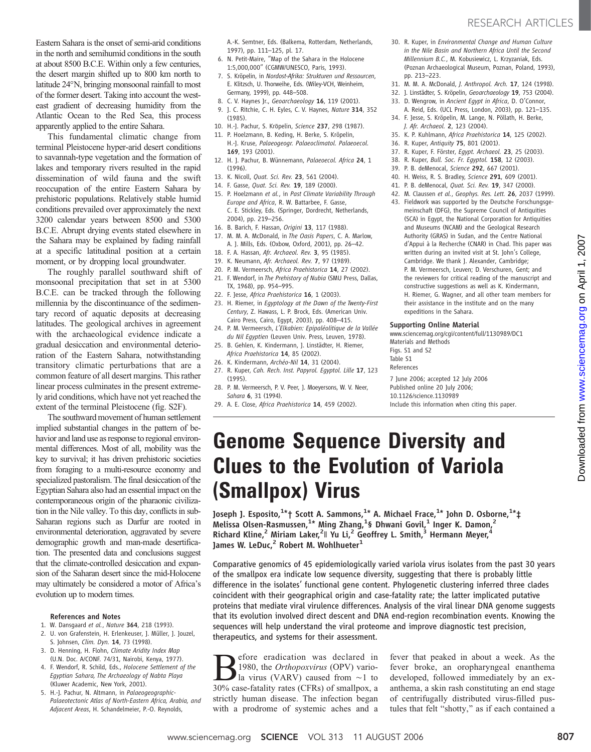Eastern Sahara is the onset of semi-arid conditions in the north and semihumid conditions in the south at about 8500 B.C.E. Within only a few centuries, the desert margin shifted up to 800 km north to latitude 24°N, bringing monsoonal rainfall to most of the former desert. Taking into account the west-east gradient of decreasing humidity from the Atlantic Ocean to the Red Sea, this process apparently applied to the entire Sahara.

This fundamental climatic change from terminal Pleistocene hyper-arid desert conditions to savannah-type vegetation and the formation of lakes and temporary rivers resulted in the rapid dissemination of wild fauna and the swift reoccupation of the entire Eastern Sahara by prehistoric populations. Relatively stable humid conditions prevailed over approximately the next 3200 calendar years between 8500 and 5300 B.C.E. Abrupt drying events stated elsewhere in the Sahara may be explained by fading rainfall at a specific latitudinal position at a certain moment, or by dropping local groundwater.

The roughly parallel southward shift of monsoonal precipitation that set in at 5300 B.C.E. can be tracked through the following millennia by the discontinuance of the sedimentary record of aquatic deposits at decreasing latitudes. The geological archives in agreement with the archaeological evidence indicate a gradual desiccation and environmental deterioration of the Eastern Sahara, notwithstanding transitory climatic perturbations that are a common feature of all desert margins. This rather linear process culminates in the present extremely arid conditions, which have not yet reached the extent of the terminal Pleistocene (fig. S2F).

The southward movement of human settlement implied substantial changes in the pattern of behavior and land use as response to regional environmental differences. Most of all, mobility was the key to survival; it has driven prehistoric societies from foraging to a multi-resource economy and specialized pastoralism. The final desiccation of the Egyptian Sahara also had an essential impact on the contemporaneous origin of the pharaonic civilization in the Nile valley. To this day, conflicts in sub-Saharan regions such as Darfur are rooted in environmental deterioration, aggravated by severe demographic growth and man-made desertification. The presented data and conclusions suggest that the climate-controlled desiccation and expansion of the Saharan desert since the mid-Holocene may ultimately be considered a motor of Africa's evolution up to modern times.

#### References and Notes

1. W. Dansgaard *et al.*, *Nature* **364**, 218 (1993).
2. U. von Grafenstein, H. Erlenkeuser, J. Müller, J. Jouzel, S. Johnsen, *Clim. Dyn.* **14**, 73 (1998).
3. D. Henning, H. Flohn, *Climate Aridity Index Map* (U.N. Doc. A/CONF. 74/31, Nairobi, Kenya, 1977).
4. F. Wendorf, R. Schild, Eds., *Holocene Settlement of the Egyptian Sahara, The Archaeology of Nabta Playa* (Kluwer Academic, New York, 2001).
5. H.-J. Pachur, N. Altmann, in *Palaeogeographic-Palaeotectonic Atlas of North-Eastern Africa, Arabia, and Adjacent Areas*, H. Schandelmeier, P.-O. Reynolds, A.-K. Semtner, Eds. (Balkema, Rotterdam, Netherlands, 1997), pp. 111–125, pl. 17.
6. N. Petit-Maire, "Map of the Sahara in the Holocene 1:5,000,000" (CGMW/UNESCO, Paris, 1993).
7. S. Kröpelin, in *Nordost-Afrika: Strukturen und Ressourcen*, E. Klitzsch, U. Thorweihe, Eds. (Wiley-VCH, Weinheim, Germany, 1999), pp. 448–508.
8. C. V. Haynes Jr., *Geoarchaeology* **16**, 119 (2001).
9. J. C. Ritchie, C. H. Eyles, C. V. Haynes, *Nature* **314**, 352 (1985).
10. H.-J. Pachur, S. Kröpelin, *Science* **237**, 298 (1987).
11. P. Hoelzmann, B. Keding, H. Berke, S. Kröpelin, H.-J. Kruse, *Palaeogeogr. Palaeoclimatol. Palaeoecol.* **169**, 193 (2001).
12. H. J. Pachur, B. Wünnemann, *Palaeoecol. Africa* **24**, 1 (1996).
13. K. Nicoll, *Quat. Sci. Rev.* **23**, 561 (2004).
14. F. Gasse, *Quat. Sci. Rev.* **19**, 189 (2000).
15. P. Hoelzmann *et al.*, in *Past Climate Variability Through Europe and Africa*, R. W. Battarbee, F. Gasse, C. E. Stickley, Eds. (Springer, Dordrecht, Netherlands, 2004), pp. 219–256.
16. B. Barich, F. Hassan, *Origini* **13**, 117 (1988).
17. M. M. A. McDonald, in *The Oasis Papers*, C. A. Marlow, A. J. Mills, Eds. (Oxbow, Oxford, 2001), pp. 26–42.
18. F. A. Hassan, *Afr. Archaeol. Rev.* **3**, 95 (1985).
19. K. Neumann, *Afr. Archaeol. Rev.* **7**, 97 (1989).
20. P. M. Vermeersch, *Africa Praehistorica* **14**, 27 (2002).
21. F. Wendorf, in *The Prehistory of Nubia* (SMU Press, Dallas, TX, 1968), pp. 954–995.
22. F. Jesse, *Africa Praehistorica* **16**, 1 (2003).
23. H. Riemer, in *Egyptology at the Dawn of the Twenty-First Century*, Z. Hawass, L. P. Brock, Eds. (American Univ. Cairo Press, Cairo, Egypt, 2003), pp. 408–415.
24. P. M. Vermeersch, *L'Elkabien: Epipaléolitique de la Vallée du Nil Egyptien* (Leuven Univ. Press, Leuven, 1978).
25. B. Gehlen, K. Kindermann, J. Linstädter, H. Riemer, *Africa Praehistorica* **14**, 85 (2002).
26. K. Kindermann, *Archéo-Nil* **14**, 31 (2004).
27. R. Kuper, *Cah. Rech. Inst. Papyrol. Egyptol. Lille* **17**, 123 (1995).
28. P. M. Vermeersch, P. V. Peer, J. Moeyersons, W. V. Neer, *Sahara* **6**, 31 (1994).
29. A. E. Close, *Africa Praehistorica* **14**, 459 (2002).
30. R. Kuper, in *Environmental Change and Human Culture in the Nile Basin and Northern Africa Until the Second Millennium B.C.*, M. Kobusiewicz, L. Krzyzaniak, Eds. (Poznan Archaeological Museum, Poznan, Poland, 1993), pp. 213–223.
31. M. M. A. McDonald, *J. Anthropol. Arch.* **17**, 124 (1998).
32. J. Linstädter, S. Kröpelin, *Geoarchaeology* **19**, 753 (2004).
33. D. Wengrow, in *Ancient Egypt in Africa*, D. O'Connor, A. Reid, Eds. (UCL Press, London, 2003), pp. 121–135.
34. F. Jesse, S. Kröpelin, M. Lange, N. Pöllath, H. Berke, *J. Afr. Archaeol.* **2**, 123 (2004).
35. K. P. Kuhlmann, *Africa Praehistorica* **14**, 125 (2002).
36. R. Kuper, *Antiquity* **75**, 801 (2001).
37. R. Kuper, F. Förster, *Egypt. Archaeol.* **23**, 25 (2003).
38. R. Kuper, *Bull. Soc. Fr. Egyptol.* **158**, 12 (2003).
39. P. B. deMenocal, *Science* **292**, 667 (2001).
40. H. Weiss, R. S. Bradley, *Science* **291**, 609 (2001).
41. P. B. deMenocal, *Quat. Sci. Rev.* **19**, 347 (2000).
42. M. Claussen *et al.*, *Geophys. Res. Lett.* **26**, 2037 (1999).
43. Fieldwork was supported by the Deutsche Forschungsgemeinschaft (DFG), the Supreme Council of Antiquities (SCA) in Egypt, the National Corporation for Antiquities and Museums (NCAM) and the Geological Research Authority (GRAS) in Sudan, and the Centre National d'Appui à la Recherche (CNAR) in Chad. This paper was written during an invited visit at St. John's College, Cambridge. We thank J. Alexander, Cambridge; P. M. Vermeersch, Leuven; D. Verschuren, Gent; and the reviewers for critical reading of the manuscript and constructive suggestions as well as K. Kindermann, H. Riemer, G. Wagner, and all other team members for their assistance in the institute and on the many expeditions in the Sahara.

#### Supporting Online Material

www.sciencemag.org/cgi/content/full/1130989/DC1
Materials and Methods
Figs. S1 and S2
Table S1
References

7 June 2006; accepted 12 July 2006
Published online 20 July 2006;
10.1126/science.1130989
Include this information when citing this paper.

# Genome Sequence Diversity and Clues to the Evolution of Variola (Smallpox) Virus

**Joseph J. Esposito,[1*†] Scott A. Sammons,[1*] A. Michael Frace,[1*] John D. Osborne,[1*‡] Melissa Olsen-Rasmussen,[1*] Ming Zhang,[1§] Dhwani Govil,[1] Inger K. Damon,[2] Richard Kline,[2] Miriam Laker,[2||] Yu Li,[2] Geoffrey L. Smith,[3] Hermann Meyer,[4] James W. LeDuc,[2] Robert M. Wohlhueter[1]**

**Comparative genomics of 45 epidemiologically varied variola virus isolates from the past 30 years of the smallpox era indicate low sequence diversity, suggesting that there is probably little difference in the isolates' functional gene content. Phylogenetic clustering inferred three clades coincident with their geographical origin and case-fatality rate; the latter implicated putative proteins that mediate viral virulence differences. Analysis of the viral linear DNA genome suggests that its evolution involved direct descent and DNA end-region recombination events. Knowing the sequences will help understand the viral proteome and improve diagnostic test precision, therapeutics, and systems for their assessment.**

Before eradication was declared in 1980, the *Orthopoxvirus* (OPV) variola virus (VARV) caused from ~1 to 30% case-fatality rates (CFRs) of smallpox, a strictly human disease. The infection began with a prodrome of systemic aches and a fever that peaked in about a week. As the fever broke, an oropharyngeal enanthema developed, followed immediately by an exanthema, a skin rash constituting an end stage of centrifugally distributed virus-filled pustules that felt "shotty," as if each contained a